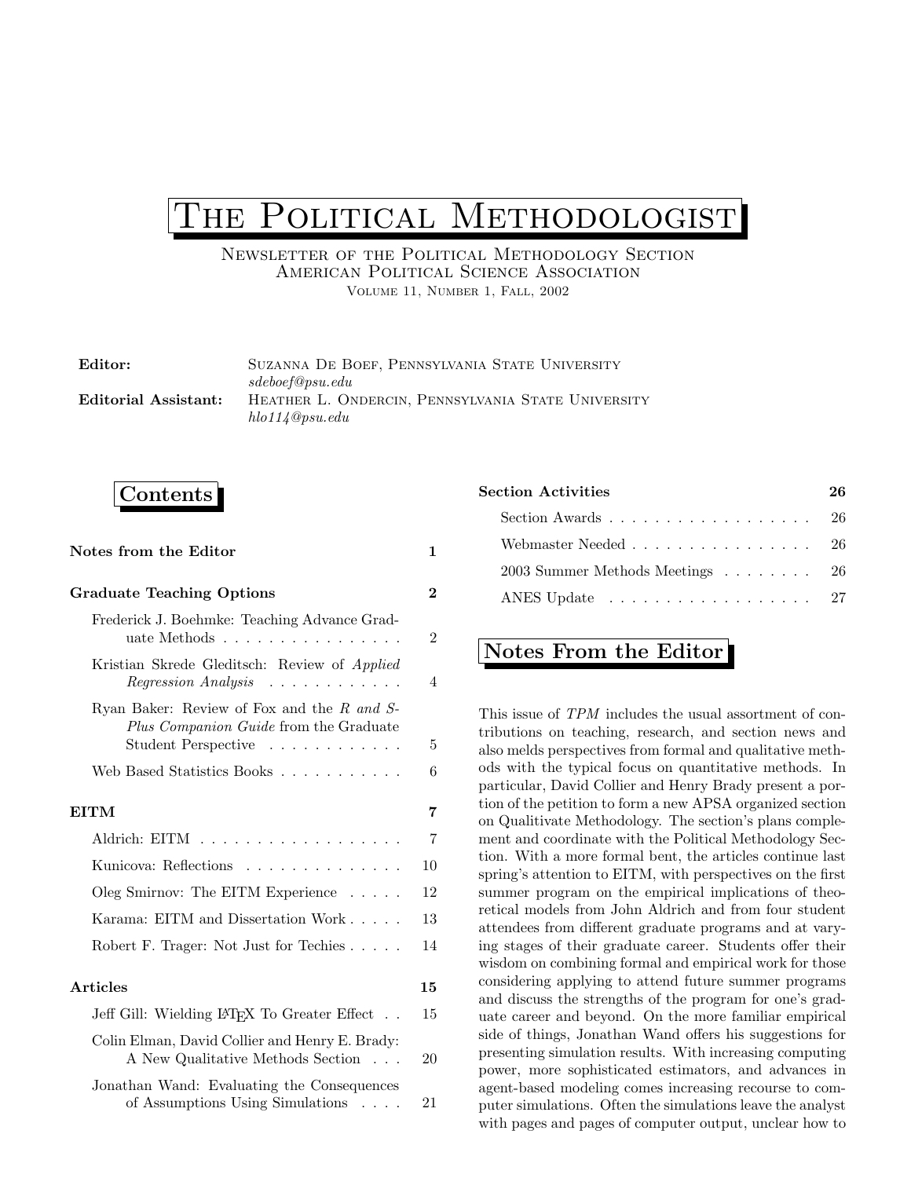# The Political Methodologist

Newsletter of the Political Methodology Section
American Political Science Association
Volume 11, Number 1, Fall, 2002

**Editor:** Suzanna De Boef, Pennsylvania State University
*sdeboef@psu.edu*

**Editorial Assistant:** Heather L. Ondercin, Pennsylvania State University
*hlo114@psu.edu*

## Contents

**Notes from the Editor** — 1

**Graduate Teaching Options** — 2

- Frederick J. Boehmke: Teaching Advance Graduate Methods — 2
- Kristian Skrede Gleditsch: Review of *Applied Regression Analysis* — 4
- Ryan Baker: Review of Fox and the *R and S-Plus Companion Guide* from the Graduate Student Perspective — 5
- Web Based Statistics Books — 6

**EITM** — 7

- Aldrich: EITM — 7
- Kunicova: Reflections — 10
- Oleg Smirnov: The EITM Experience — 12
- Karama: EITM and Dissertation Work — 13
- Robert F. Trager: Not Just for Techies — 14

**Articles** — 15

- Jeff Gill: Wielding LaTeX To Greater Effect — 15
- Colin Elman, David Collier and Henry E. Brady: A New Qualitative Methods Section — 20
- Jonathan Wand: Evaluating the Consequences of Assumptions Using Simulations — 21

**Section Activities** — 26

- Section Awards — 26
- Webmaster Needed — 26
- 2003 Summer Methods Meetings — 26
- ANES Update — 27

## Notes From the Editor

This issue of *TPM* includes the usual assortment of contributions on teaching, research, and section news and also melds perspectives from formal and qualitative methods with the typical focus on quantitative methods. In particular, David Collier and Henry Brady present a portion of the petition to form a new APSA organized section on Qualitative Methodology. The section's plans complement and coordinate with the Political Methodology Section. With a more formal bent, the articles continue last spring's attention to EITM, with perspectives on the first summer program on the empirical implications of theoretical models from John Aldrich and from four student attendees from different graduate programs and at varying stages of their graduate career. Students offer their wisdom on combining formal and empirical work for those considering applying to attend future summer programs and discuss the strengths of the program for one's graduate career and beyond. On the more familiar empirical side of things, Jonathan Wand offers his suggestions for presenting simulation results. With increasing computing power, more sophisticated estimators, and advances in agent-based modeling comes increasing recourse to computer simulations. Often the simulations leave the analyst with pages and pages of computer output, unclear how to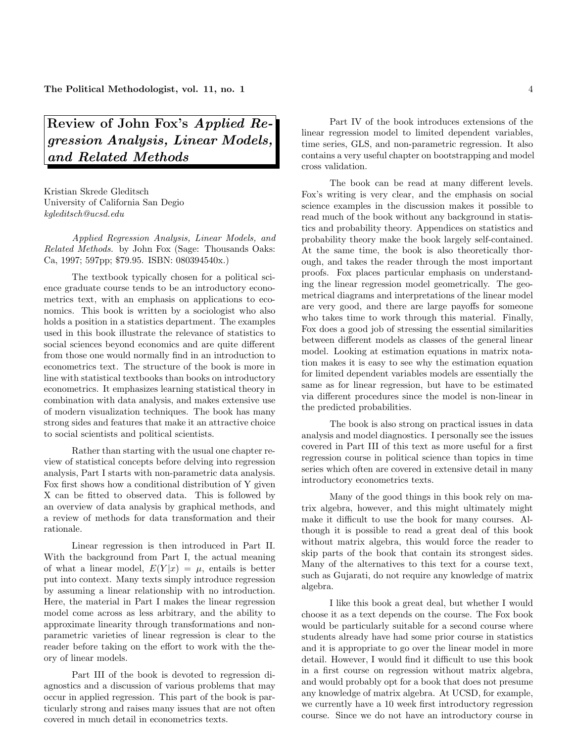# Review of John Fox's *Applied Regression Analysis, Linear Models, and Related Methods*

Kristian Skrede Gleditsch
University of California San Degio
*kgleditsch@ucsd.edu*

*Applied Regression Analysis, Linear Models, and Related Methods.* by John Fox (Sage: Thousands Oaks: Ca, 1997; 597pp; $79.95. ISBN: 080394540x.)

The textbook typically chosen for a political science graduate course tends to be an introductory econometrics text, with an emphasis on applications to economics. This book is written by a sociologist who also holds a position in a statistics department. The examples used in this book illustrate the relevance of statistics to social sciences beyond economics and are quite different from those one would normally find in an introduction to econometrics text. The structure of the book is more in line with statistical textbooks than books on introductory econometrics. It emphasizes learning statistical theory in combination with data analysis, and makes extensive use of modern visualization techniques. The book has many strong sides and features that make it an attractive choice to social scientists and political scientists.

Rather than starting with the usual one chapter review of statistical concepts before delving into regression analysis, Part I starts with non-parametric data analysis. Fox first shows how a conditional distribution of Y given X can be fitted to observed data. This is followed by an overview of data analysis by graphical methods, and a review of methods for data transformation and their rationale.

Linear regression is then introduced in Part II. With the background from Part I, the actual meaning of what a linear model, $E(Y|x) = \mu$, entails is better put into context. Many texts simply introduce regression by assuming a linear relationship with no introduction. Here, the material in Part I makes the linear regression model come across as less arbitrary, and the ability to approximate linearity through transformations and non-parametric varieties of linear regression is clear to the reader before taking on the effort to work with the theory of linear models.

Part III of the book is devoted to regression diagnostics and a discussion of various problems that may occur in applied regression. This part of the book is particularly strong and raises many issues that are not often covered in much detail in econometrics texts.

Part IV of the book introduces extensions of the linear regression model to limited dependent variables, time series, GLS, and non-parametric regression. It also contains a very useful chapter on bootstrapping and model cross validation.

The book can be read at many different levels. Fox's writing is very clear, and the emphasis on social science examples in the discussion makes it possible to read much of the book without any background in statistics and probability theory. Appendices on statistics and probability theory make the book largely self-contained. At the same time, the book is also theoretically thorough, and takes the reader through the most important proofs. Fox places particular emphasis on understanding the linear regression model geometrically. The geometrical diagrams and interpretations of the linear model are very good, and there are large payoffs for someone who takes time to work through this material. Finally, Fox does a good job of stressing the essential similarities between different models as classes of the general linear model. Looking at estimation equations in matrix notation makes it is easy to see why the estimation equation for limited dependent variables models are essentially the same as for linear regression, but have to be estimated via different procedures since the model is non-linear in the predicted probabilities.

The book is also strong on practical issues in data analysis and model diagnostics. I personally see the issues covered in Part III of this text as more useful for a first regression course in political science than topics in time series which often are covered in extensive detail in many introductory econometrics texts.

Many of the good things in this book rely on matrix algebra, however, and this might ultimately might make it difficult to use the book for many courses. Although it is possible to read a great deal of this book without matrix algebra, this would force the reader to skip parts of the book that contain its strongest sides. Many of the alternatives to this text for a course text, such as Gujarati, do not require any knowledge of matrix algebra.

I like this book a great deal, but whether I would choose it as a text depends on the course. The Fox book would be particularly suitable for a second course where students already have had some prior course in statistics and it is appropriate to go over the linear model in more detail. However, I would find it difficult to use this book in a first course on regression without matrix algebra, and would probably opt for a book that does not presume any knowledge of matrix algebra. At UCSD, for example, we currently have a 10 week first introductory regression course. Since we do not have an introductory course in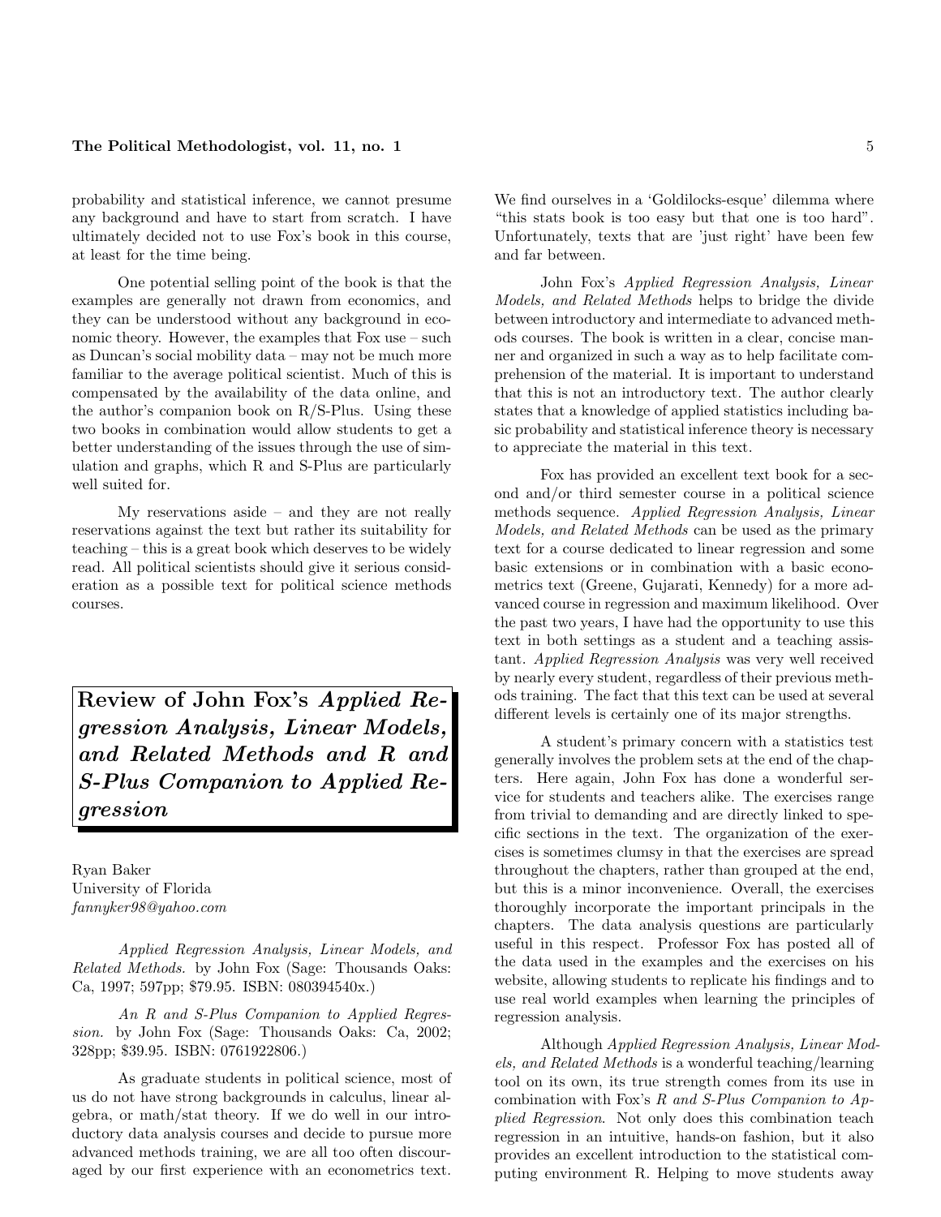probability and statistical inference, we cannot presume any background and have to start from scratch. I have ultimately decided not to use Fox's book in this course, at least for the time being.

One potential selling point of the book is that the examples are generally not drawn from economics, and they can be understood without any background in economic theory. However, the examples that Fox use – such as Duncan's social mobility data – may not be much more familiar to the average political scientist. Much of this is compensated by the availability of the data online, and the author's companion book on R/S-Plus. Using these two books in combination would allow students to get a better understanding of the issues through the use of simulation and graphs, which R and S-Plus are particularly well suited for.

My reservations aside – and they are not really reservations against the text but rather its suitability for teaching – this is a great book which deserves to be widely read. All political scientists should give it serious consideration as a possible text for political science methods courses.

## Review of John Fox's *Applied Regression Analysis, Linear Models, and Related Methods and R and S-Plus Companion to Applied Regression*

Ryan Baker
University of Florida
*fannyker98@yahoo.com*

*Applied Regression Analysis, Linear Models, and Related Methods.* by John Fox (Sage: Thousands Oaks: Ca, 1997; 597pp; $79.95. ISBN: 080394540x.)

*An R and S-Plus Companion to Applied Regression.* by John Fox (Sage: Thousands Oaks: Ca, 2002; 328pp; $39.95. ISBN: 0761922806.)

As graduate students in political science, most of us do not have strong backgrounds in calculus, linear algebra, or math/stat theory. If we do well in our introductory data analysis courses and decide to pursue more advanced methods training, we are all too often discouraged by our first experience with an econometrics text. We find ourselves in a 'Goldilocks-esque' dilemma where "this stats book is too easy but that one is too hard". Unfortunately, texts that are 'just right' have been few and far between.

John Fox's *Applied Regression Analysis, Linear Models, and Related Methods* helps to bridge the divide between introductory and intermediate to advanced methods courses. The book is written in a clear, concise manner and organized in such a way as to help facilitate comprehension of the material. It is important to understand that this is not an introductory text. The author clearly states that a knowledge of applied statistics including basic probability and statistical inference theory is necessary to appreciate the material in this text.

Fox has provided an excellent text book for a second and/or third semester course in a political science methods sequence. *Applied Regression Analysis, Linear Models, and Related Methods* can be used as the primary text for a course dedicated to linear regression and some basic extensions or in combination with a basic econometrics text (Greene, Gujarati, Kennedy) for a more advanced course in regression and maximum likelihood. Over the past two years, I have had the opportunity to use this text in both settings as a student and a teaching assistant. *Applied Regression Analysis* was very well received by nearly every student, regardless of their previous methods training. The fact that this text can be used at several different levels is certainly one of its major strengths.

A student's primary concern with a statistics test generally involves the problem sets at the end of the chapters. Here again, John Fox has done a wonderful service for students and teachers alike. The exercises range from trivial to demanding and are directly linked to specific sections in the text. The organization of the exercises is sometimes clumsy in that the exercises are spread throughout the chapters, rather than grouped at the end, but this is a minor inconvenience. Overall, the exercises thoroughly incorporate the important principals in the chapters. The data analysis questions are particularly useful in this respect. Professor Fox has posted all of the data used in the examples and the exercises on his website, allowing students to replicate his findings and to use real world examples when learning the principles of regression analysis.

Although *Applied Regression Analysis, Linear Models, and Related Methods* is a wonderful teaching/learning tool on its own, its true strength comes from its use in combination with Fox's *R and S-Plus Companion to Applied Regression*. Not only does this combination teach regression in an intuitive, hands-on fashion, but it also provides an excellent introduction to the statistical computing environment R. Helping to move students away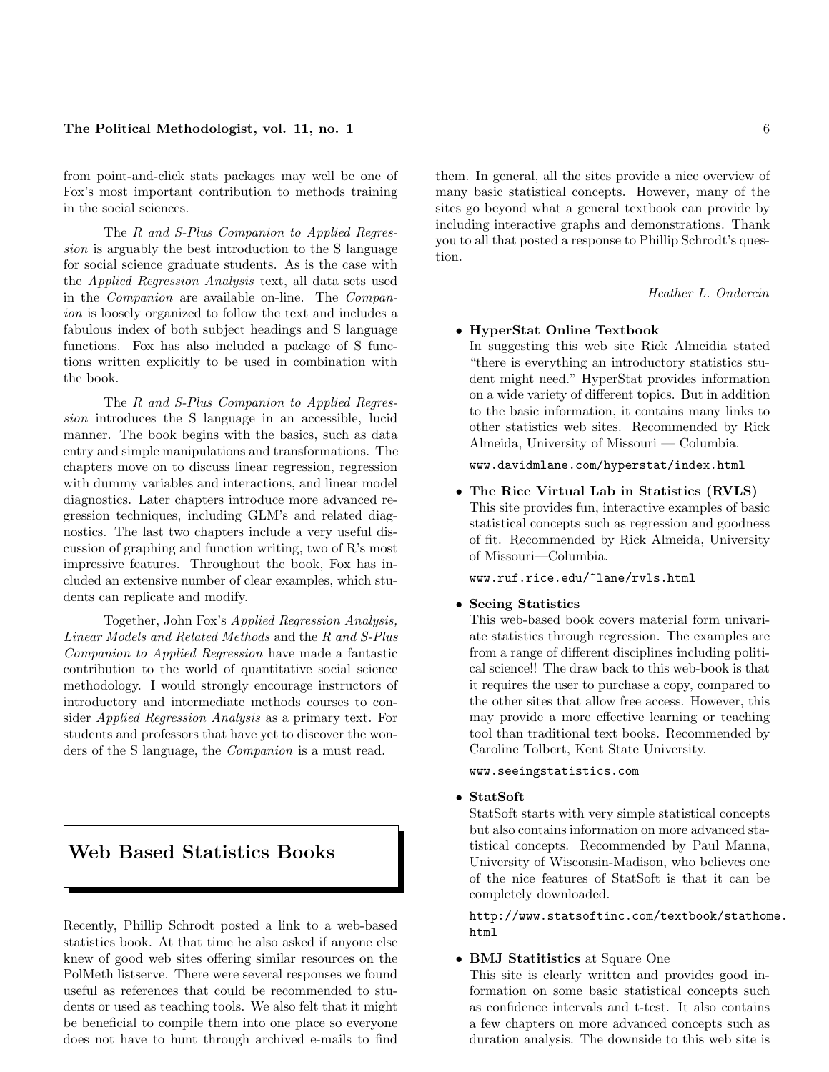from point-and-click stats packages may well be one of Fox's most important contribution to methods training in the social sciences.

The *R and S-Plus Companion to Applied Regression* is arguably the best introduction to the S language for social science graduate students. As is the case with the *Applied Regression Analysis* text, all data sets used in the *Companion* are available on-line. The *Companion* is loosely organized to follow the text and includes a fabulous index of both subject headings and S language functions. Fox has also included a package of S functions written explicitly to be used in combination with the book.

The *R and S-Plus Companion to Applied Regression* introduces the S language in an accessible, lucid manner. The book begins with the basics, such as data entry and simple manipulations and transformations. The chapters move on to discuss linear regression, regression with dummy variables and interactions, and linear model diagnostics. Later chapters introduce more advanced regression techniques, including GLM's and related diagnostics. The last two chapters include a very useful discussion of graphing and function writing, two of R's most impressive features. Throughout the book, Fox has included an extensive number of clear examples, which students can replicate and modify.

Together, John Fox's *Applied Regression Analysis, Linear Models and Related Methods* and the *R and S-Plus Companion to Applied Regression* have made a fantastic contribution to the world of quantitative social science methodology. I would strongly encourage instructors of introductory and intermediate methods courses to consider *Applied Regression Analysis* as a primary text. For students and professors that have yet to discover the wonders of the S language, the *Companion* is a must read.

## Web Based Statistics Books

Recently, Phillip Schrodt posted a link to a web-based statistics book. At that time he also asked if anyone else knew of good web sites offering similar resources on the PolMeth listserve. There were several responses we found useful as references that could be recommended to students or used as teaching tools. We also felt that it might be beneficial to compile them into one place so everyone does not have to hunt through archived e-mails to find them. In general, all the sites provide a nice overview of many basic statistical concepts. However, many of the sites go beyond what a general textbook can provide by including interactive graphs and demonstrations. Thank you to all that posted a response to Phillip Schrodt's question.

*Heather L. Ondercin*

- **HyperStat Online Textbook**
  In suggesting this web site Rick Almeidia stated "there is everything an introductory statistics student might need." HyperStat provides information on a wide variety of different topics. But in addition to the basic information, it contains many links to other statistics web sites. Recommended by Rick Almeida, University of Missouri — Columbia.

  `www.davidmlane.com/hyperstat/index.html`

- **The Rice Virtual Lab in Statistics (RVLS)**
  This site provides fun, interactive examples of basic statistical concepts such as regression and goodness of fit. Recommended by Rick Almeida, University of Missouri—Columbia.

  `www.ruf.rice.edu/~lane/rvls.html`

- **Seeing Statistics**
  This web-based book covers material form univariate statistics through regression. The examples are from a range of different disciplines including political science!! The draw back to this web-book is that it requires the user to purchase a copy, compared to the other sites that allow free access. However, this may provide a more effective learning or teaching tool than traditional text books. Recommended by Caroline Tolbert, Kent State University.

  `www.seeingstatistics.com`

- **StatSoft**
  StatSoft starts with very simple statistical concepts but also contains information on more advanced statistical concepts. Recommended by Paul Manna, University of Wisconsin-Madison, who believes one of the nice features of StatSoft is that it can be completely downloaded.

  `http://www.statsoftinc.com/textbook/stathome.html`

- **BMJ Statitistics** at Square One
  This site is clearly written and provides good information on some basic statistical concepts such as confidence intervals and t-test. It also contains a few chapters on more advanced concepts such as duration analysis. The downside to this web site is